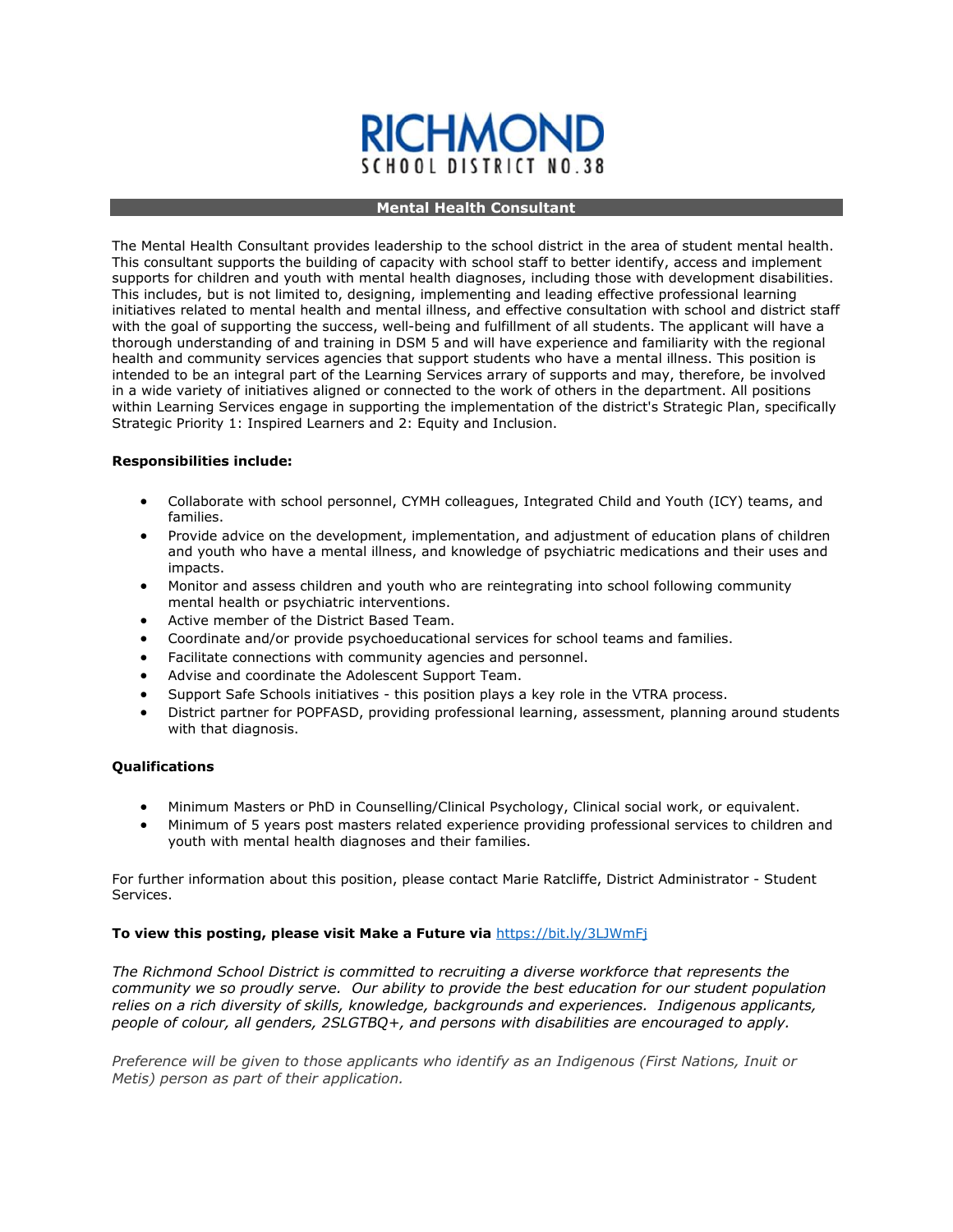# RICHMOND SCHOOL DISTRICT NO.38

## Mental Health Consultant

The Mental Health Consultant provides leadership to the school district in the area of student mental health. This consultant supports the building of capacity with school staff to better identify, access and implement supports for children and youth with mental health diagnoses, including those with development disabilities. This includes, but is not limited to, designing, implementing and leading effective professional learning initiatives related to mental health and mental illness, and effective consultation with school and district staff with the goal of supporting the success, well-being and fulfillment of all students. The applicant will have a thorough understanding of and training in DSM 5 and will have experience and familiarity with the regional health and community services agencies that support students who have a mental illness. This position is intended to be an integral part of the Learning Services arrary of supports and may, therefore, be involved in a wide variety of initiatives aligned or connected to the work of others in the department. All positions within Learning Services engage in supporting the implementation of the district's Strategic Plan, specifically Strategic Priority 1: Inspired Learners and 2: Equity and Inclusion.

**Responsibilities include:**

- Collaborate with school personnel, CYMH colleagues, Integrated Child and Youth (ICY) teams, and families.
- Provide advice on the development, implementation, and adjustment of education plans of children and youth who have a mental illness, and knowledge of psychiatric medications and their uses and impacts.
- Monitor and assess children and youth who are reintegrating into school following community mental health or psychiatric interventions.
- Active member of the District Based Team.
- Coordinate and/or provide psychoeducational services for school teams and families.
- Facilitate connections with community agencies and personnel.
- Advise and coordinate the Adolescent Support Team.
- Support Safe Schools initiatives - this position plays a key role in the VTRA process.
- District partner for POPFASD, providing professional learning, assessment, planning around students with that diagnosis.

**Qualifications**

- Minimum Masters or PhD in Counselling/Clinical Psychology, Clinical social work, or equivalent.
- Minimum of 5 years post masters related experience providing professional services to children and youth with mental health diagnoses and their families.

For further information about this position, please contact Marie Ratcliffe, District Administrator - Student Services.

**To view this posting, please visit Make a Future via** https://bit.ly/3LJWmFj

*The Richmond School District is committed to recruiting a diverse workforce that represents the community we so proudly serve. Our ability to provide the best education for our student population relies on a rich diversity of skills, knowledge, backgrounds and experiences. Indigenous applicants, people of colour, all genders, 2SLGTBQ+, and persons with disabilities are encouraged to apply.*

*Preference will be given to those applicants who identify as an Indigenous (First Nations, Inuit or Metis) person as part of their application.*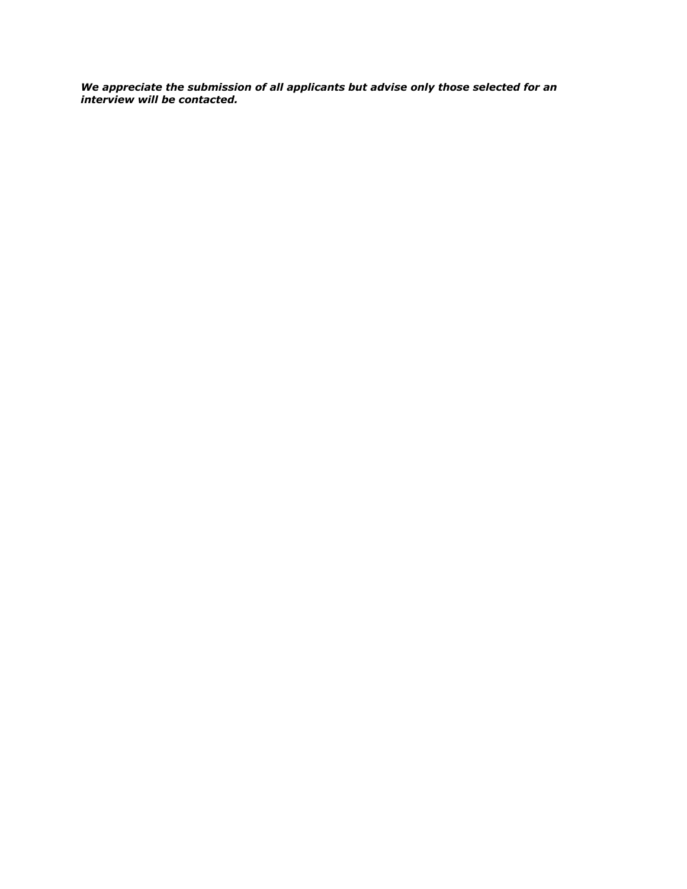***We appreciate the submission of all applicants but advise only those selected for an interview will be contacted.***